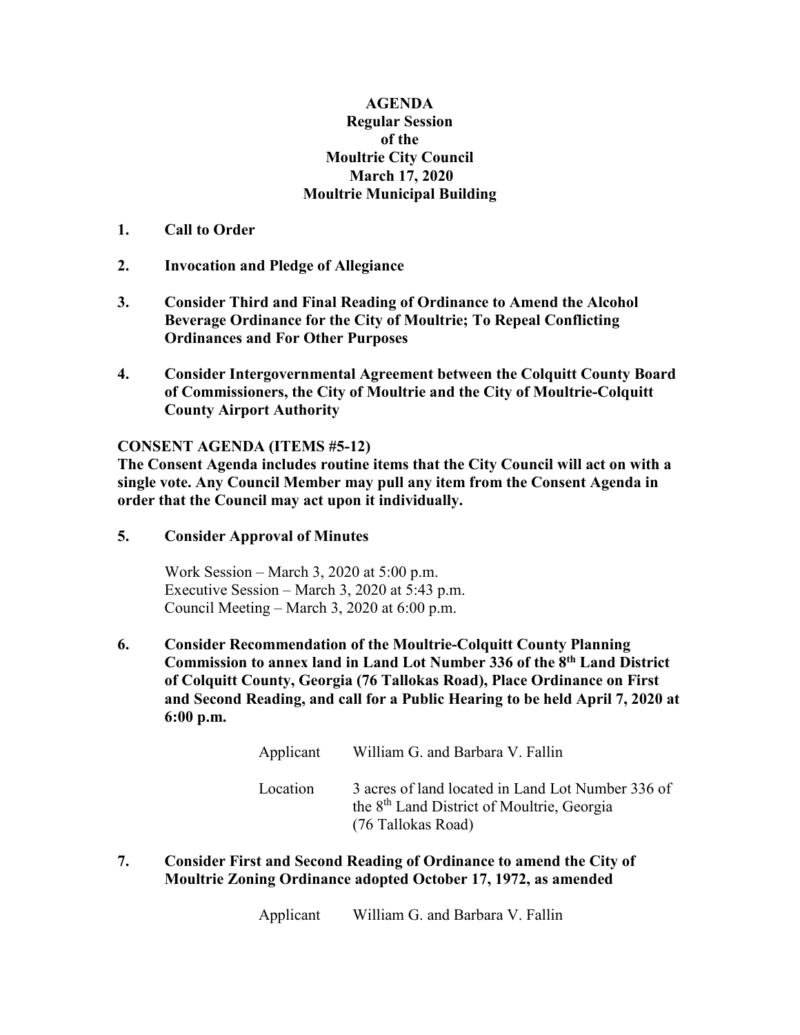**AGENDA**
**Regular Session**
**of the**
**Moultrie City Council**
**March 17, 2020**
**Moultrie Municipal Building**

1. **Call to Order**

2. **Invocation and Pledge of Allegiance**

3. **Consider Third and Final Reading of Ordinance to Amend the Alcohol Beverage Ordinance for the City of Moultrie; To Repeal Conflicting Ordinances and For Other Purposes**

4. **Consider Intergovernmental Agreement between the Colquitt County Board of Commissioners, the City of Moultrie and the City of Moultrie-Colquitt County Airport Authority**

**CONSENT AGENDA (ITEMS #5-12)**
**The Consent Agenda includes routine items that the City Council will act on with a single vote. Any Council Member may pull any item from the Consent Agenda in order that the Council may act upon it individually.**

5. **Consider Approval of Minutes**

   Work Session – March 3, 2020 at 5:00 p.m.
   Executive Session – March 3, 2020 at 5:43 p.m.
   Council Meeting – March 3, 2020 at 6:00 p.m.

6. **Consider Recommendation of the Moultrie-Colquitt County Planning Commission to annex land in Land Lot Number 336 of the 8th Land District of Colquitt County, Georgia (76 Tallokas Road), Place Ordinance on First and Second Reading, and call for a Public Hearing to be held April 7, 2020 at 6:00 p.m.**

   | | |
   |---|---|
   | Applicant | William G. and Barbara V. Fallin |
   | Location | 3 acres of land located in Land Lot Number 336 of the 8th Land District of Moultrie, Georgia (76 Tallokas Road) |

7. **Consider First and Second Reading of Ordinance to amend the City of Moultrie Zoning Ordinance adopted October 17, 1972, as amended**

   | | |
   |---|---|
   | Applicant | William G. and Barbara V. Fallin |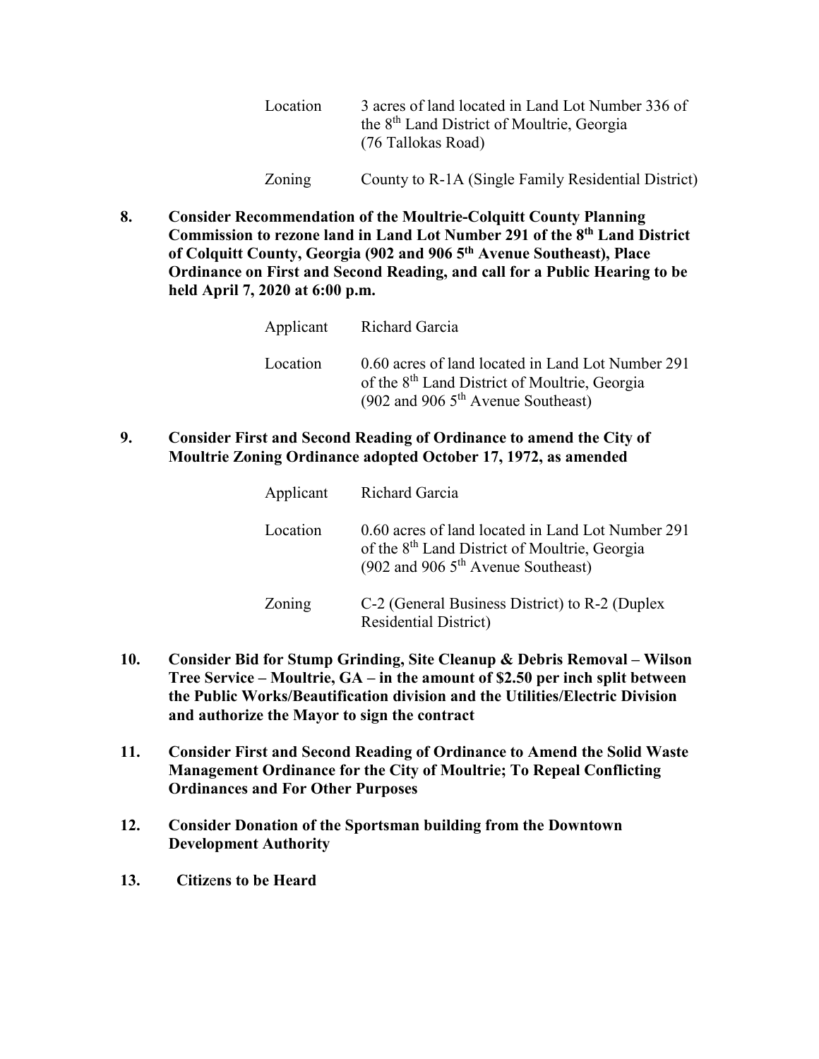| | |
|---|---|
| Location | 3 acres of land located in Land Lot Number 336 of the 8th Land District of Moultrie, Georgia (76 Tallokas Road) |
| Zoning | County to R-1A (Single Family Residential District) |

**8. Consider Recommendation of the Moultrie-Colquitt County Planning Commission to rezone land in Land Lot Number 291 of the 8th Land District of Colquitt County, Georgia (902 and 906 5th Avenue Southeast), Place Ordinance on First and Second Reading, and call for a Public Hearing to be held April 7, 2020 at 6:00 p.m.**

| | |
|---|---|
| Applicant | Richard Garcia |
| Location | 0.60 acres of land located in Land Lot Number 291 of the 8th Land District of Moultrie, Georgia (902 and 906 5th Avenue Southeast) |

**9. Consider First and Second Reading of Ordinance to amend the City of Moultrie Zoning Ordinance adopted October 17, 1972, as amended**

| | |
|---|---|
| Applicant | Richard Garcia |
| Location | 0.60 acres of land located in Land Lot Number 291 of the 8th Land District of Moultrie, Georgia (902 and 906 5th Avenue Southeast) |
| Zoning | C-2 (General Business District) to R-2 (Duplex Residential District) |

**10. Consider Bid for Stump Grinding, Site Cleanup & Debris Removal – Wilson Tree Service – Moultrie, GA – in the amount of $2.50 per inch split between the Public Works/Beautification division and the Utilities/Electric Division and authorize the Mayor to sign the contract**

**11. Consider First and Second Reading of Ordinance to Amend the Solid Waste Management Ordinance for the City of Moultrie; To Repeal Conflicting Ordinances and For Other Purposes**

**12. Consider Donation of the Sportsman building from the Downtown Development Authority**

**13. Citizens to be Heard**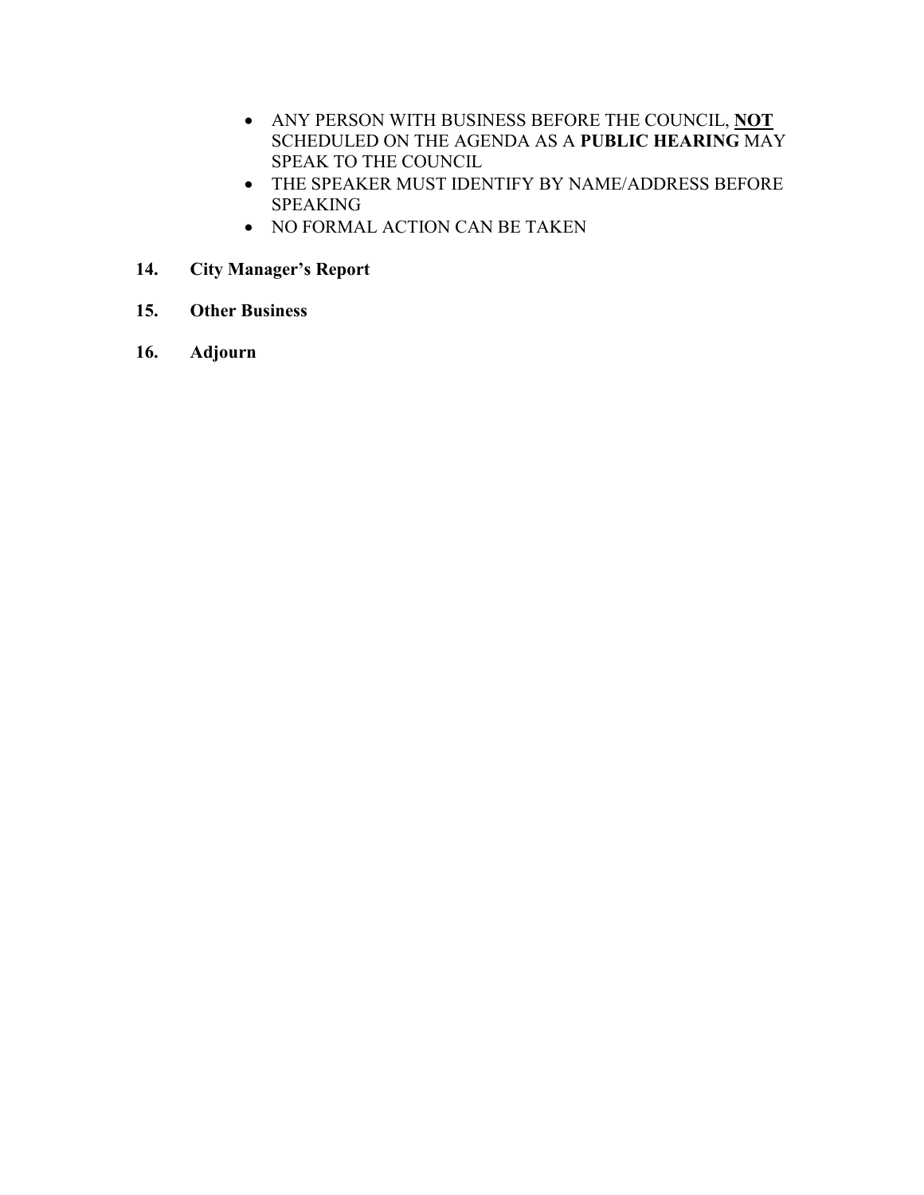- ANY PERSON WITH BUSINESS BEFORE THE COUNCIL, **NOT** SCHEDULED ON THE AGENDA AS A **PUBLIC HEARING** MAY SPEAK TO THE COUNCIL
- THE SPEAKER MUST IDENTIFY BY NAME/ADDRESS BEFORE SPEAKING
- NO FORMAL ACTION CAN BE TAKEN

**14. City Manager's Report**

**15. Other Business**

**16. Adjourn**